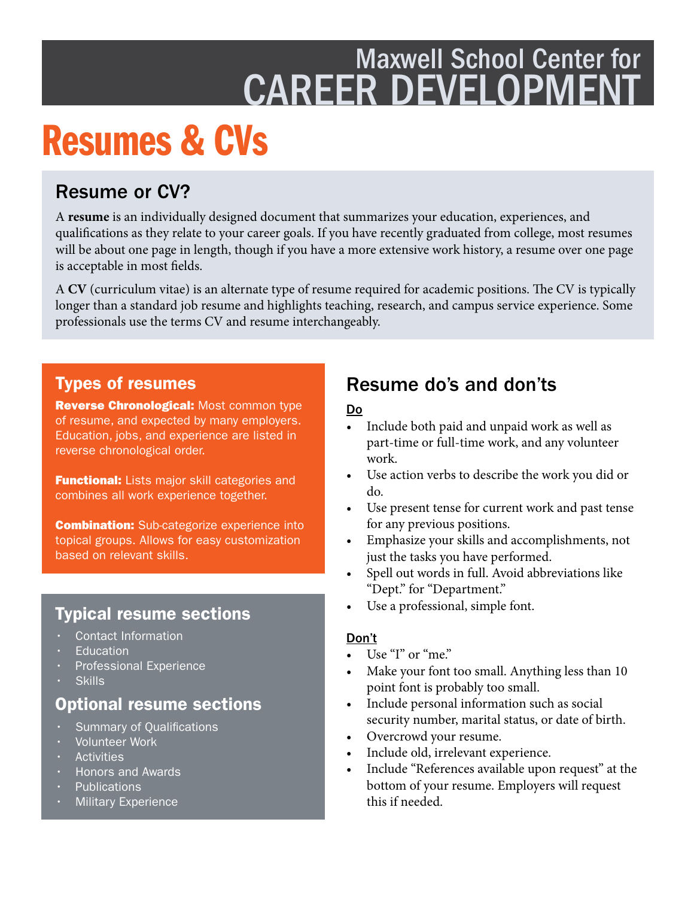Maxwell School Center for
# CAREER DEVELOPMENT

# Resumes & CVs

## Resume or CV?

A **resume** is an individually designed document that summarizes your education, experiences, and qualifications as they relate to your career goals. If you have recently graduated from college, most resumes will be about one page in length, though if you have a more extensive work history, a resume over one page is acceptable in most fields.

A **CV** (curriculum vitae) is an alternate type of resume required for academic positions. The CV is typically longer than a standard job resume and highlights teaching, research, and campus service experience. Some professionals use the terms CV and resume interchangeably.

## Types of resumes

**Reverse Chronological:** Most common type of resume, and expected by many employers. Education, jobs, and experience are listed in reverse chronological order.

**Functional:** Lists major skill categories and combines all work experience together.

**Combination:** Sub-categorize experience into topical groups. Allows for easy customization based on relevant skills.

## Typical resume sections

- Contact Information
- Education
- Professional Experience
- Skills

## Optional resume sections

- Summary of Qualifications
- Volunteer Work
- Activities
- Honors and Awards
- Publications
- Military Experience

## Resume do's and don'ts

**Do**

- Include both paid and unpaid work as well as part-time or full-time work, and any volunteer work.
- Use action verbs to describe the work you did or do.
- Use present tense for current work and past tense for any previous positions.
- Emphasize your skills and accomplishments, not just the tasks you have performed.
- Spell out words in full. Avoid abbreviations like "Dept." for "Department."
- Use a professional, simple font.

**Don't**

- Use "I" or "me."
- Make your font too small. Anything less than 10 point font is probably too small.
- Include personal information such as social security number, marital status, or date of birth.
- Overcrowd your resume.
- Include old, irrelevant experience.
- Include "References available upon request" at the bottom of your resume. Employers will request this if needed.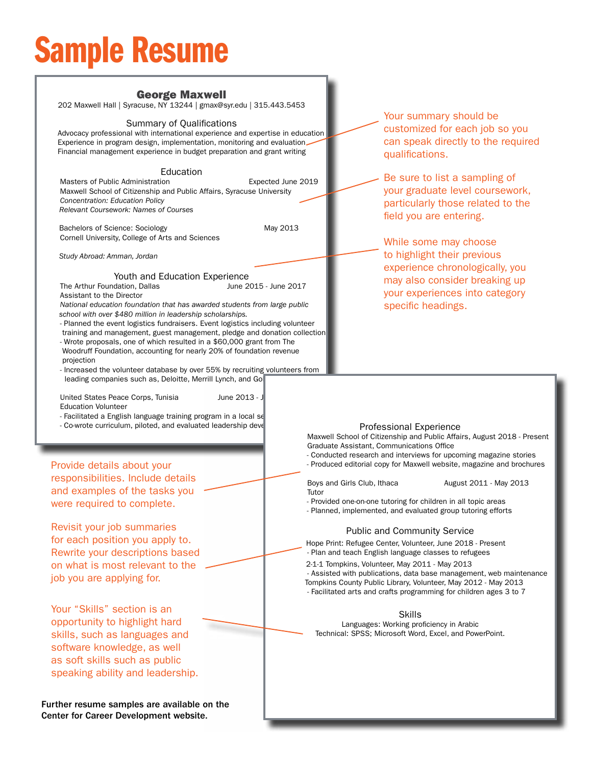# Sample Resume

**George Maxwell**

202 Maxwell Hall | Syracuse, NY 13244 | gmax@syr.edu | 315.443.5453

## Summary of Qualifications

Advocacy professional with international experience and expertise in education
Experience in program design, implementation, monitoring and evaluation
Financial management experience in budget preparation and grant writing

Your summary should be customized for each job so you can speak directly to the required qualifications.

## Education

Masters of Public Administration — Expected June 2019
Maxwell School of Citizenship and Public Affairs, Syracuse University
*Concentration: Education Policy*
*Relevant Coursework: Names of Courses*

Bachelors of Science: Sociology — May 2013
Cornell University, College of Arts and Sciences

*Study Abroad: Amman, Jordan*

Be sure to list a sampling of your graduate level coursework, particularly those related to the field you are entering.

## Youth and Education Experience

The Arthur Foundation, Dallas — June 2015 - June 2017
Assistant to the Director
*National education foundation that has awarded students from large public school with over $480 million in leadership scholarships.*

- Planned the event logistics fundraisers. Event logistics including volunteer training and management, guest management, pledge and donation collection
- Wrote proposals, one of which resulted in a $60,000 grant from The Woodruff Foundation, accounting for nearly 20% of foundation revenue projection
- Increased the volunteer database by over 55% by recruiting volunteers from leading companies such as, Deloitte, Merrill Lynch, and Go

United States Peace Corps, Tunisia — June 2013 - J
Education Volunteer

- Facilitated a English language training program in a local se
- Co-wrote curriculum, piloted, and evaluated leadership deve

While some may choose to highlight their previous experience chronologically, you may also consider breaking up your experiences into category specific headings.

## Professional Experience

Maxwell School of Citizenship and Public Affairs, August 2018 - Present
Graduate Assistant, Communications Office

- Conducted research and interviews for upcoming magazine stories
- Produced editorial copy for Maxwell website, magazine and brochures

Boys and Girls Club, Ithaca — August 2011 - May 2013
Tutor

- Provided one-on-one tutoring for children in all topic areas
- Planned, implemented, and evaluated group tutoring efforts

Provide details about your responsibilities. Include details and examples of the tasks you were required to complete.

## Public and Community Service

Hope Print: Refugee Center, Volunteer, June 2018 - Present

- Plan and teach English language classes to refugees

2-1-1 Tompkins, Volunteer, May 2011 - May 2013

- Assisted with publications, data base management, web maintenance

Tompkins County Public Library, Volunteer, May 2012 - May 2013

- Facilitated arts and crafts programming for children ages 3 to 7

Revisit your job summaries for each position you apply to. Rewrite your descriptions based on what is most relevant to the job you are applying for.

## Skills

Languages: Working proficiency in Arabic
Technical: SPSS; Microsoft Word, Excel, and PowerPoint.

Your "Skills" section is an opportunity to highlight hard skills, such as languages and software knowledge, as well as soft skills such as public speaking ability and leadership.

**Further resume samples are available on the Center for Career Development website.**